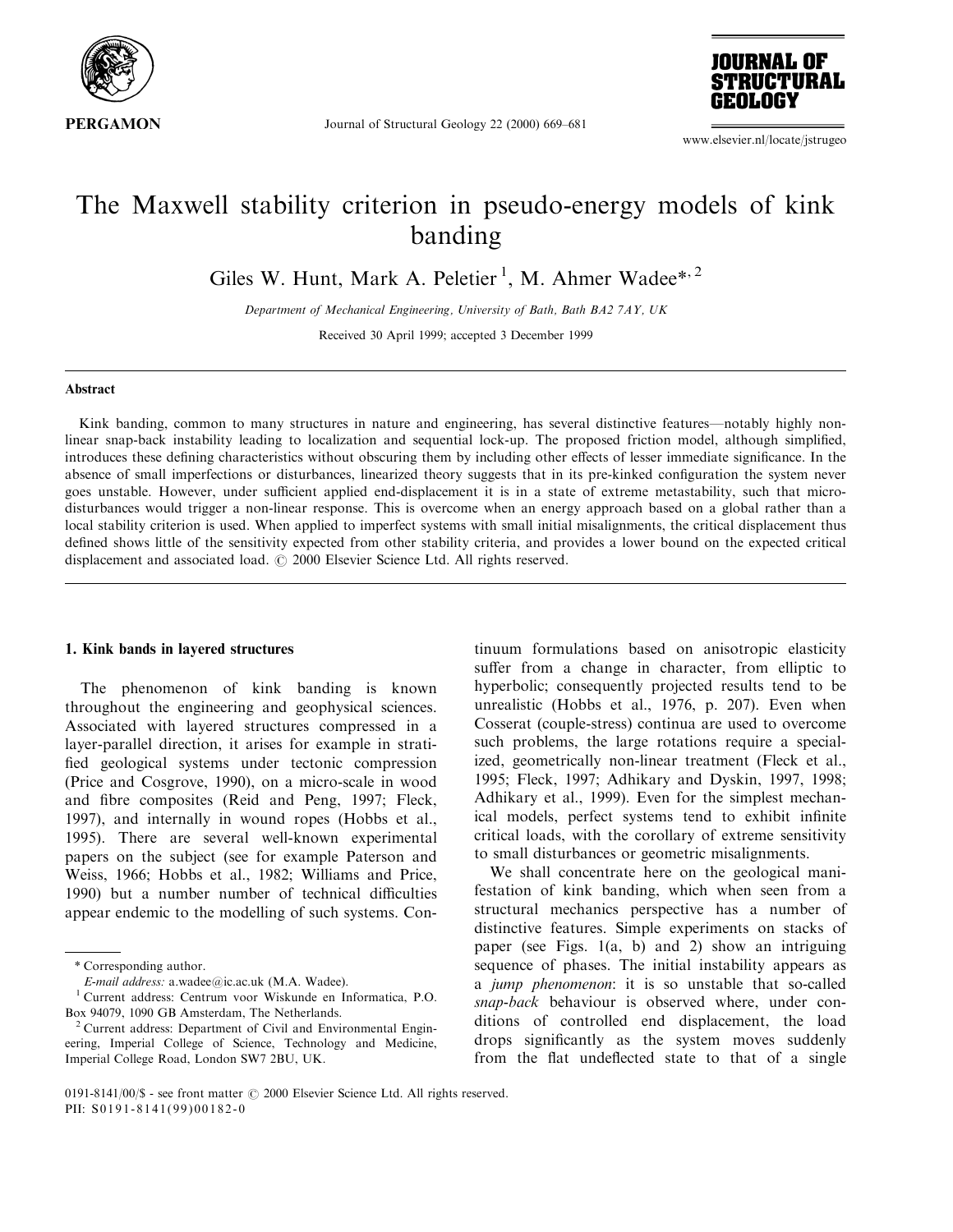# The Maxwell stability criterion in pseudo-energy models of kink banding

Giles W. Hunt, Mark A. Peletier [1], M. Ahmer Wadee*, [2]

*Department of Mechanical Engineering, University of Bath, Bath BA2 7AY, UK*

Received 30 April 1999; accepted 3 December 1999

## Abstract

Kink banding, common to many structures in nature and engineering, has several distinctive features—notably highly non-linear snap-back instability leading to localization and sequential lock-up. The proposed friction model, although simplified, introduces these defining characteristics without obscuring them by including other effects of lesser immediate significance. In the absence of small imperfections or disturbances, linearized theory suggests that in its pre-kinked configuration the system never goes unstable. However, under sufficient applied end-displacement it is in a state of extreme metastability, such that micro-disturbances would trigger a non-linear response. This is overcome when an energy approach based on a global rather than a local stability criterion is used. When applied to imperfect systems with small initial misalignments, the critical displacement thus defined shows little of the sensitivity expected from other stability criteria, and provides a lower bound on the expected critical displacement and associated load. © 2000 Elsevier Science Ltd. All rights reserved.

## 1. Kink bands in layered structures

The phenomenon of kink banding is known throughout the engineering and geophysical sciences. Associated with layered structures compressed in a layer-parallel direction, it arises for example in stratified geological systems under tectonic compression (Price and Cosgrove, 1990), on a micro-scale in wood and fibre composites (Reid and Peng, 1997; Fleck, 1997), and internally in wound ropes (Hobbs et al., 1995). There are several well-known experimental papers on the subject (see for example Paterson and Weiss, 1966; Hobbs et al., 1982; Williams and Price, 1990) but a number number of technical difficulties appear endemic to the modelling of such systems. Continuum formulations based on anisotropic elasticity suffer from a change in character, from elliptic to hyperbolic; consequently projected results tend to be unrealistic (Hobbs et al., 1976, p. 207). Even when Cosserat (couple-stress) continua are used to overcome such problems, the large rotations require a specialized, geometrically non-linear treatment (Fleck et al., 1995; Fleck, 1997; Adhikary and Dyskin, 1997, 1998; Adhikary et al., 1999). Even for the simplest mechanical models, perfect systems tend to exhibit infinite critical loads, with the corollary of extreme sensitivity to small disturbances or geometric misalignments.

We shall concentrate here on the geological manifestation of kink banding, which when seen from a structural mechanics perspective has a number of distinctive features. Simple experiments on stacks of paper (see Figs. 1(a, b) and 2) show an intriguing sequence of phases. The initial instability appears as a *jump phenomenon*: it is so unstable that so-called *snap-back* behaviour is observed where, under conditions of controlled end displacement, the load drops significantly as the system moves suddenly from the flat undeflected state to that of a single

\* Corresponding author.

*E-mail address:* a.wadee@ic.ac.uk (M.A. Wadee).

[1] Current address: Centrum voor Wiskunde en Informatica, P.O. Box 94079, 1090 GB Amsterdam, The Netherlands.

[2] Current address: Department of Civil and Environmental Engineering, Imperial College of Science, Technology and Medicine, Imperial College Road, London SW7 2BU, UK.

0191-8141/00/$ - see front matter © 2000 Elsevier Science Ltd. All rights reserved.
PII: S0191-8141(99)00182-0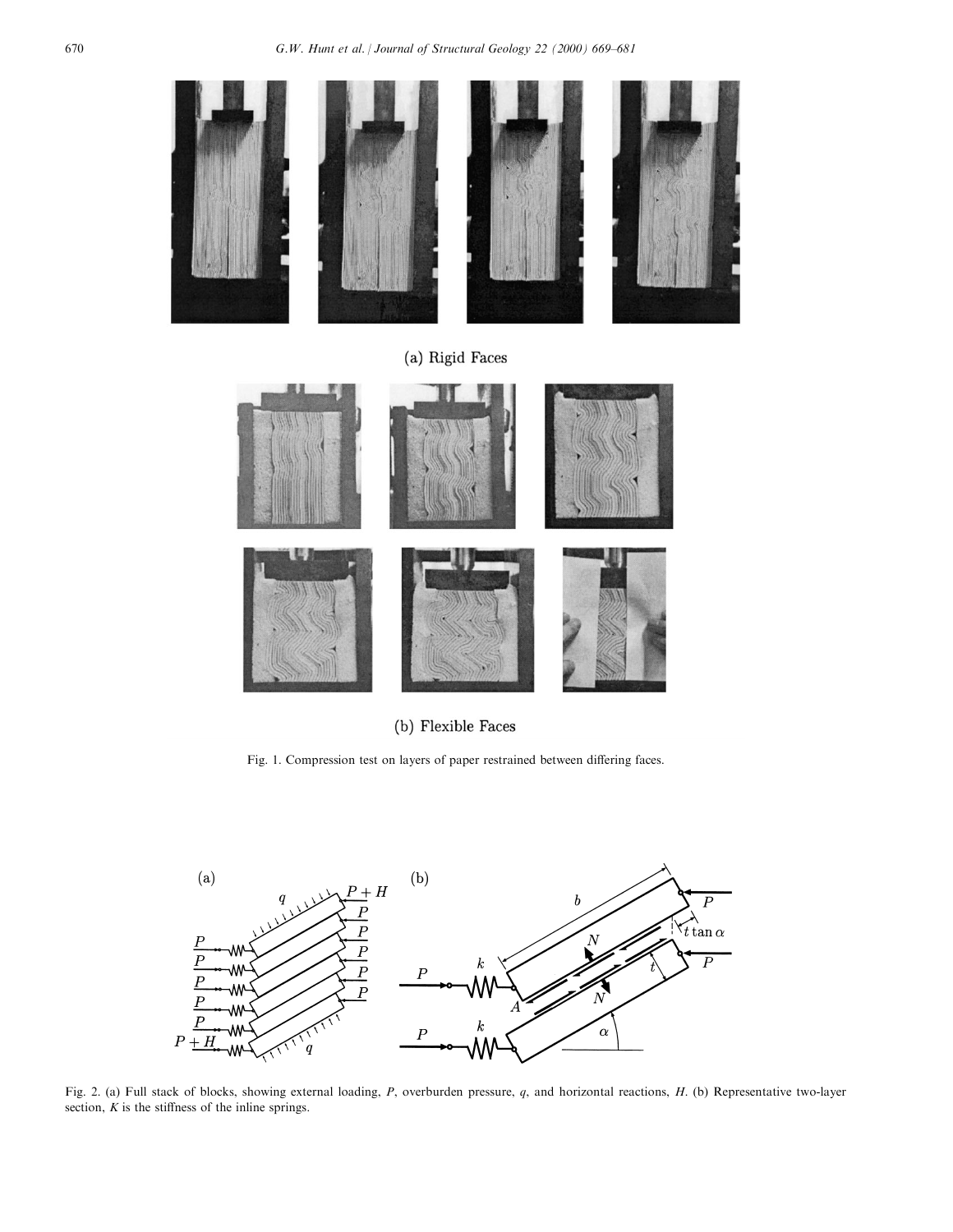(a) Rigid Faces

(b) Flexible Faces

Fig. 1. Compression test on layers of paper restrained between differing faces.

Fig. 2. (a) Full stack of blocks, showing external loading, $P$, overburden pressure, $q$, and horizontal reactions, $H$. (b) Representative two-layer section, $K$ is the stiffness of the inline springs.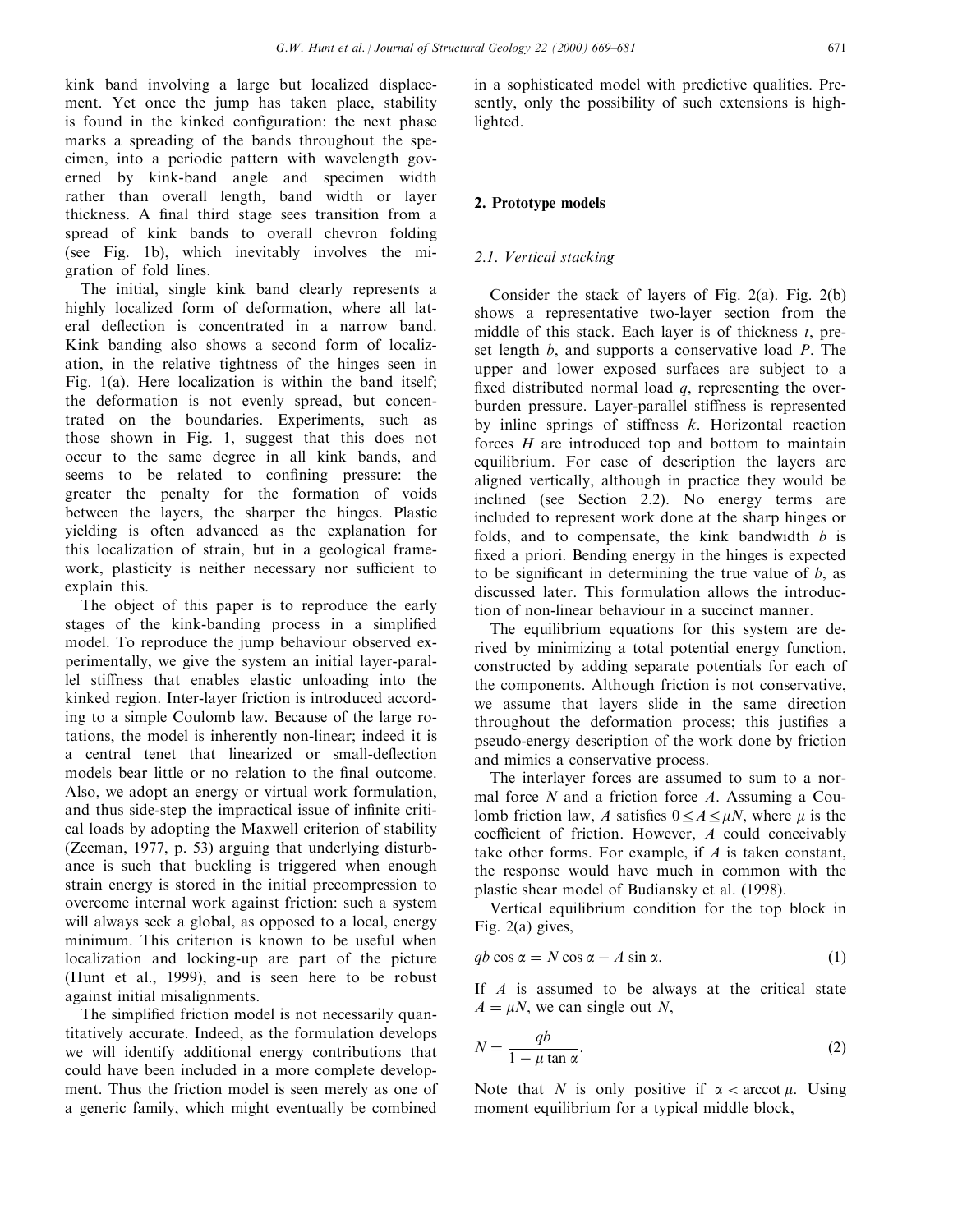kink band involving a large but localized displacement. Yet once the jump has taken place, stability is found in the kinked configuration: the next phase marks a spreading of the bands throughout the specimen, into a periodic pattern with wavelength governed by kink-band angle and specimen width rather than overall length, band width or layer thickness. A final third stage sees transition from a spread of kink bands to overall chevron folding (see Fig. 1b), which inevitably involves the migration of fold lines.

The initial, single kink band clearly represents a highly localized form of deformation, where all lateral deflection is concentrated in a narrow band. Kink banding also shows a second form of localization, in the relative tightness of the hinges seen in Fig. 1(a). Here localization is within the band itself; the deformation is not evenly spread, but concentrated on the boundaries. Experiments, such as those shown in Fig. 1, suggest that this does not occur to the same degree in all kink bands, and seems to be related to confining pressure: the greater the penalty for the formation of voids between the layers, the sharper the hinges. Plastic yielding is often advanced as the explanation for this localization of strain, but in a geological framework, plasticity is neither necessary nor sufficient to explain this.

The object of this paper is to reproduce the early stages of the kink-banding process in a simplified model. To reproduce the jump behaviour observed experimentally, we give the system an initial layer-parallel stiffness that enables elastic unloading into the kinked region. Inter-layer friction is introduced according to a simple Coulomb law. Because of the large rotations, the model is inherently non-linear; indeed it is a central tenet that linearized or small-deflection models bear little or no relation to the final outcome. Also, we adopt an energy or virtual work formulation, and thus side-step the impractical issue of infinite critical loads by adopting the Maxwell criterion of stability (Zeeman, 1977, p. 53) arguing that underlying disturbance is such that buckling is triggered when enough strain energy is stored in the initial precompression to overcome internal work against friction: such a system will always seek a global, as opposed to a local, energy minimum. This criterion is known to be useful when localization and locking-up are part of the picture (Hunt et al., 1999), and is seen here to be robust against initial misalignments.

The simplified friction model is not necessarily quantitatively accurate. Indeed, as the formulation develops we will identify additional energy contributions that could have been included in a more complete development. Thus the friction model is seen merely as one of a generic family, which might eventually be combined in a sophisticated model with predictive qualities. Presently, only the possibility of such extensions is highlighted.

## 2. Prototype models

### 2.1. Vertical stacking

Consider the stack of layers of Fig. 2(a). Fig. 2(b) shows a representative two-layer section from the middle of this stack. Each layer is of thickness $t$, preset length $b$, and supports a conservative load $P$. The upper and lower exposed surfaces are subject to a fixed distributed normal load $q$, representing the overburden pressure. Layer-parallel stiffness is represented by inline springs of stiffness $k$. Horizontal reaction forces $H$ are introduced top and bottom to maintain equilibrium. For ease of description the layers are aligned vertically, although in practice they would be inclined (see Section 2.2). No energy terms are included to represent work done at the sharp hinges or folds, and to compensate, the kink bandwidth $b$ is fixed a priori. Bending energy in the hinges is expected to be significant in determining the true value of $b$, as discussed later. This formulation allows the introduction of non-linear behaviour in a succinct manner.

The equilibrium equations for this system are derived by minimizing a total potential energy function, constructed by adding separate potentials for each of the components. Although friction is not conservative, we assume that layers slide in the same direction throughout the deformation process; this justifies a pseudo-energy description of the work done by friction and mimics a conservative process.

The interlayer forces are assumed to sum to a normal force $N$ and a friction force $A$. Assuming a Coulomb friction law, $A$ satisfies $0 \le A \le \mu N$, where $\mu$ is the coefficient of friction. However, $A$ could conceivably take other forms. For example, if $A$ is taken constant, the response would have much in common with the plastic shear model of Budiansky et al. (1998).

Vertical equilibrium condition for the top block in Fig. 2(a) gives,

$$qb\cos\alpha = N\cos\alpha - A\sin\alpha. \tag{1}$$

If $A$ is assumed to be always at the critical state $A = \mu N$, we can single out $N$,

$$N = \frac{qb}{1 - \mu\tan\alpha}. \tag{2}$$

Note that $N$ is only positive if $\alpha < \operatorname{arccot}\mu$. Using moment equilibrium for a typical middle block,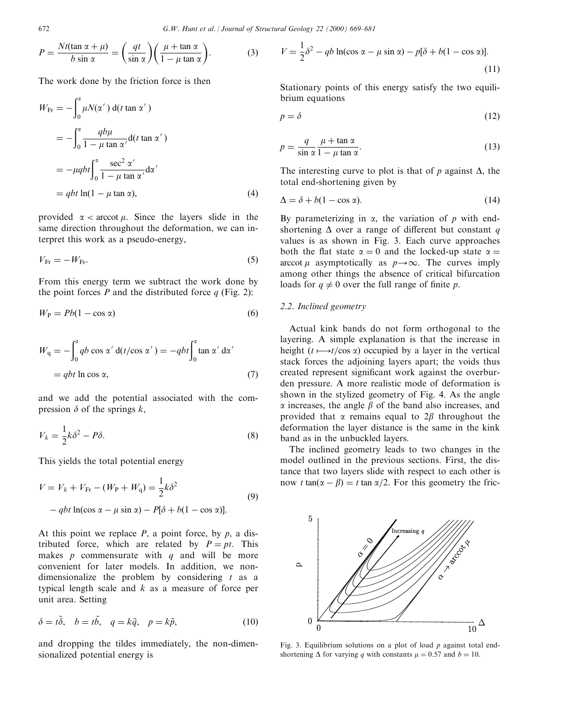$$P = \frac{Nt(\tan\alpha + \mu)}{b\sin\alpha} = \left(\frac{qt}{\sin\alpha}\right)\left(\frac{\mu + \tan\alpha}{1 - \mu\tan\alpha}\right). \tag{3}$$

The work done by the friction force is then

$$\begin{aligned} W_{\mathrm{Fr}} &= -\int_0^{\alpha} \mu N(\alpha')\,\mathrm{d}(t\tan\alpha') \\ &= -\int_0^{\alpha} \frac{qb\mu}{1-\mu\tan\alpha'}\mathrm{d}(t\tan\alpha') \\ &= -\mu qbt\int_0^{\alpha} \frac{\sec^2\alpha'}{1-\mu\tan\alpha'}\mathrm{d}\alpha' \\ &= qbt\ln(1-\mu\tan\alpha), \end{aligned} \tag{4}$$

provided $\alpha < \operatorname{arccot}\mu$. Since the layers slide in the same direction throughout the deformation, we can interpret this work as a pseudo-energy,

$$V_{\mathrm{Fr}} = -W_{\mathrm{Fr}}. \tag{5}$$

From this energy term we subtract the work done by the point forces $P$ and the distributed force $q$ (Fig. 2):

$$W_{\mathrm{P}} = Pb(1-\cos\alpha) \tag{6}$$

$$\begin{aligned} W_{\mathrm{q}} &= -\int_0^{\alpha} qb\cos\alpha'\,\mathrm{d}(t/\cos\alpha') = -qbt\int_0^{\alpha}\tan\alpha'\,\mathrm{d}\alpha' \\ &= qbt\ln\cos\alpha, \end{aligned} \tag{7}$$

and we add the potential associated with the compression $\delta$ of the springs $k$,

$$V_k = \frac{1}{2}k\delta^2 - P\delta. \tag{8}$$

This yields the total potential energy

$$\begin{aligned} V = V_k + V_{\mathrm{Fr}} - (W_{\mathrm{P}} + W_{\mathrm{q}}) &= \frac{1}{2}k\delta^2 \\ &- qbt\ln(\cos\alpha - \mu\sin\alpha) - P[\delta + b(1-\cos\alpha)]. \end{aligned} \tag{9}$$

At this point we replace $P$, a point force, by $p$, a distributed force, which are related by $P = pt$. This makes $p$ commensurate with $q$ and will be more convenient for later models. In addition, we non-dimensionalize the problem by considering $t$ as a typical length scale and $k$ as a measure of force per unit area. Setting

$$\delta = t\tilde{\delta}, \quad b = t\tilde{b}, \quad q = k\tilde{q}, \quad p = k\tilde{p}, \tag{10}$$

and dropping the tildes immediately, the non-dimensionalized potential energy is

$$V = \frac{1}{2}\delta^2 - qb\ln(\cos\alpha - \mu\sin\alpha) - p[\delta + b(1-\cos\alpha)]. \tag{11}$$

Stationary points of this energy satisfy the two equilibrium equations

$$p = \delta \tag{12}$$

$$p = \frac{q}{\sin\alpha}\frac{\mu + \tan\alpha}{1 - \mu\tan\alpha}. \tag{13}$$

The interesting curve to plot is that of $p$ against $\Delta$, the total end-shortening given by

$$\Delta = \delta + b(1-\cos\alpha). \tag{14}$$

By parameterizing in $\alpha$, the variation of $p$ with end-shortening $\Delta$ over a range of different but constant $q$ values is as shown in Fig. 3. Each curve approaches both the flat state $\alpha = 0$ and the locked-up state $\alpha = \operatorname{arccot}\mu$ asymptotically as $p \to \infty$. The curves imply among other things the absence of critical bifurcation loads for $q \neq 0$ over the full range of finite $p$.

### 2.2. Inclined geometry

Actual kink bands do not form orthogonal to the layering. A simple explanation is that the increase in height ($t \longmapsto t/\cos\alpha$) occupied by a layer in the vertical stack forces the adjoining layers apart; the voids thus created represent significant work against the overburden pressure. A more realistic mode of deformation is shown in the stylized geometry of Fig. 4. As the angle $\alpha$ increases, the angle $\beta$ of the band also increases, and provided that $\alpha$ remains equal to $2\beta$ throughout the deformation the layer distance is the same in the kink band as in the unbuckled layers.

The inclined geometry leads to two changes in the model outlined in the previous sections. First, the distance that two layers slide with respect to each other is now $t\tan(\alpha - \beta) = t\tan\alpha/2$. For this geometry the fric-

Fig. 3. Equilibrium solutions on a plot of load $p$ against total end-shortening $\Delta$ for varying $q$ with constants $\mu = 0.57$ and $b = 10$.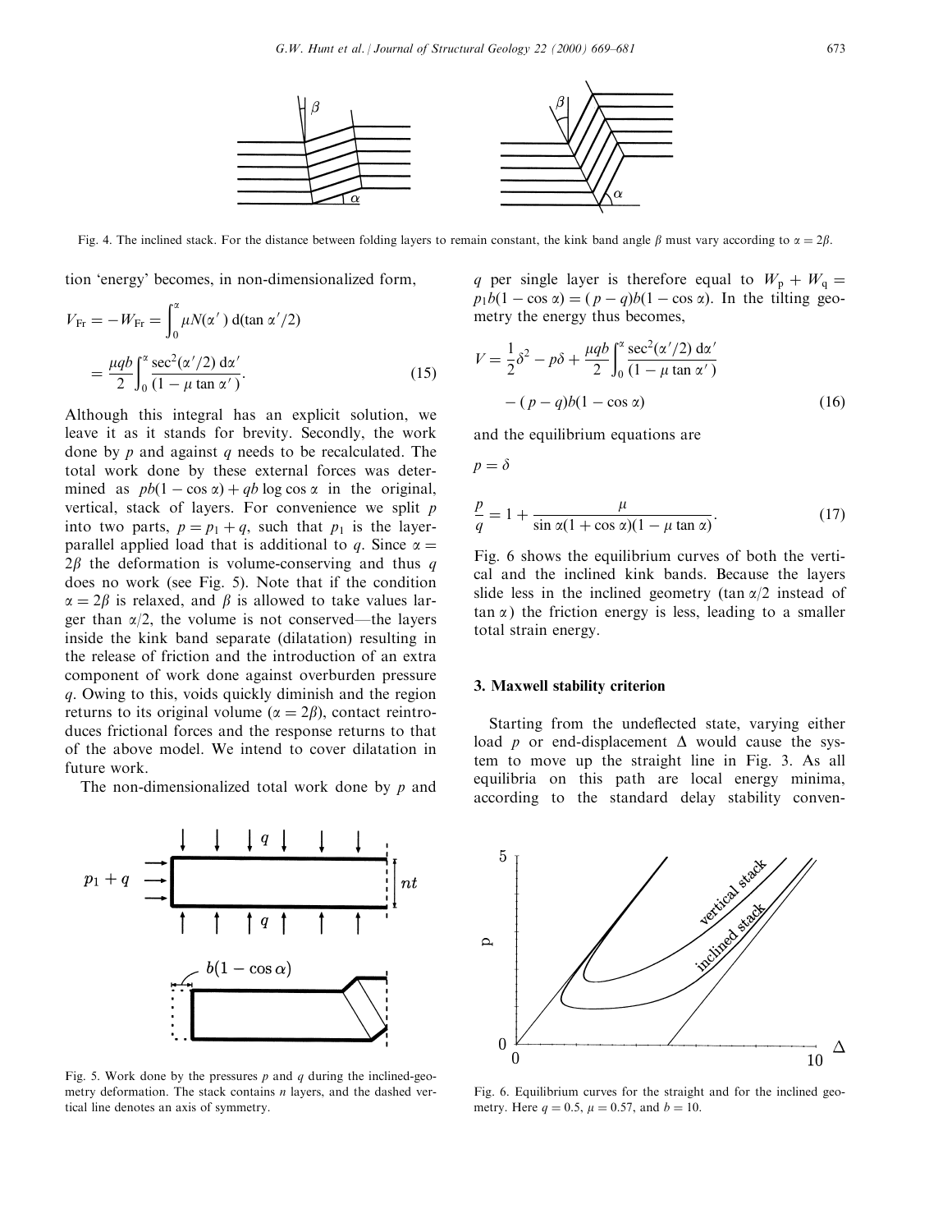Fig. 4. The inclined stack. For the distance between folding layers to remain constant, the kink band angle $\beta$ must vary according to $\alpha = 2\beta$.

tion 'energy' becomes, in non-dimensionalized form,

$$V_{\mathrm{Fr}} = -W_{\mathrm{Fr}} = \int_0^{\alpha} \mu N(\alpha')\, \mathrm{d}(\tan \alpha'/2)$$

$$= \frac{\mu q b}{2} \int_0^{\alpha} \frac{\sec^2(\alpha'/2)\, \mathrm{d}\alpha'}{(1 - \mu \tan \alpha')}. \tag{15}$$

Although this integral has an explicit solution, we leave it as it stands for brevity. Secondly, the work done by $p$ and against $q$ needs to be recalculated. The total work done by these external forces was determined as $pb(1 - \cos \alpha) + qb \log \cos \alpha$ in the original, vertical, stack of layers. For convenience we split $p$ into two parts, $p = p_1 + q$, such that $p_1$ is the layer-parallel applied load that is additional to $q$. Since $\alpha = 2\beta$ the deformation is volume-conserving and thus $q$ does no work (see Fig. 5). Note that if the condition $\alpha = 2\beta$ is relaxed, and $\beta$ is allowed to take values larger than $\alpha/2$, the volume is not conserved—the layers inside the kink band separate (dilatation) resulting in the release of friction and the introduction of an extra component of work done against overburden pressure $q$. Owing to this, voids quickly diminish and the region returns to its original volume ($\alpha = 2\beta$), contact reintroduces frictional forces and the response returns to that of the above model. We intend to cover dilatation in future work.

The non-dimensionalized total work done by $p$ and $q$ per single layer is therefore equal to $W_p + W_q = p_1 b(1 - \cos \alpha) = (p - q)b(1 - \cos \alpha)$. In the tilting geometry the energy thus becomes,

$$V = \frac{1}{2}\delta^2 - p\delta + \frac{\mu q b}{2} \int_0^{\alpha} \frac{\sec^2(\alpha'/2)\, \mathrm{d}\alpha'}{(1 - \mu \tan \alpha')}$$

$$- (p - q)b(1 - \cos \alpha) \tag{16}$$

and the equilibrium equations are

$$p = \delta$$

$$\frac{p}{q} = 1 + \frac{\mu}{\sin \alpha(1 + \cos \alpha)(1 - \mu \tan \alpha)}. \tag{17}$$

Fig. 6 shows the equilibrium curves of both the vertical and the inclined kink bands. Because the layers slide less in the inclined geometry ($\tan \alpha/2$ instead of $\tan \alpha$) the friction energy is less, leading to a smaller total strain energy.

Fig. 5. Work done by the pressures $p$ and $q$ during the inclined-geometry deformation. The stack contains $n$ layers, and the dashed vertical line denotes an axis of symmetry.

Fig. 6. Equilibrium curves for the straight and for the inclined geometry. Here $q = 0.5$, $\mu = 0.57$, and $b = 10$.

## 3. Maxwell stability criterion

Starting from the undeflected state, varying either load $p$ or end-displacement $\Delta$ would cause the system to move up the straight line in Fig. 3. As all equilibria on this path are local energy minima, according to the standard delay stability conven-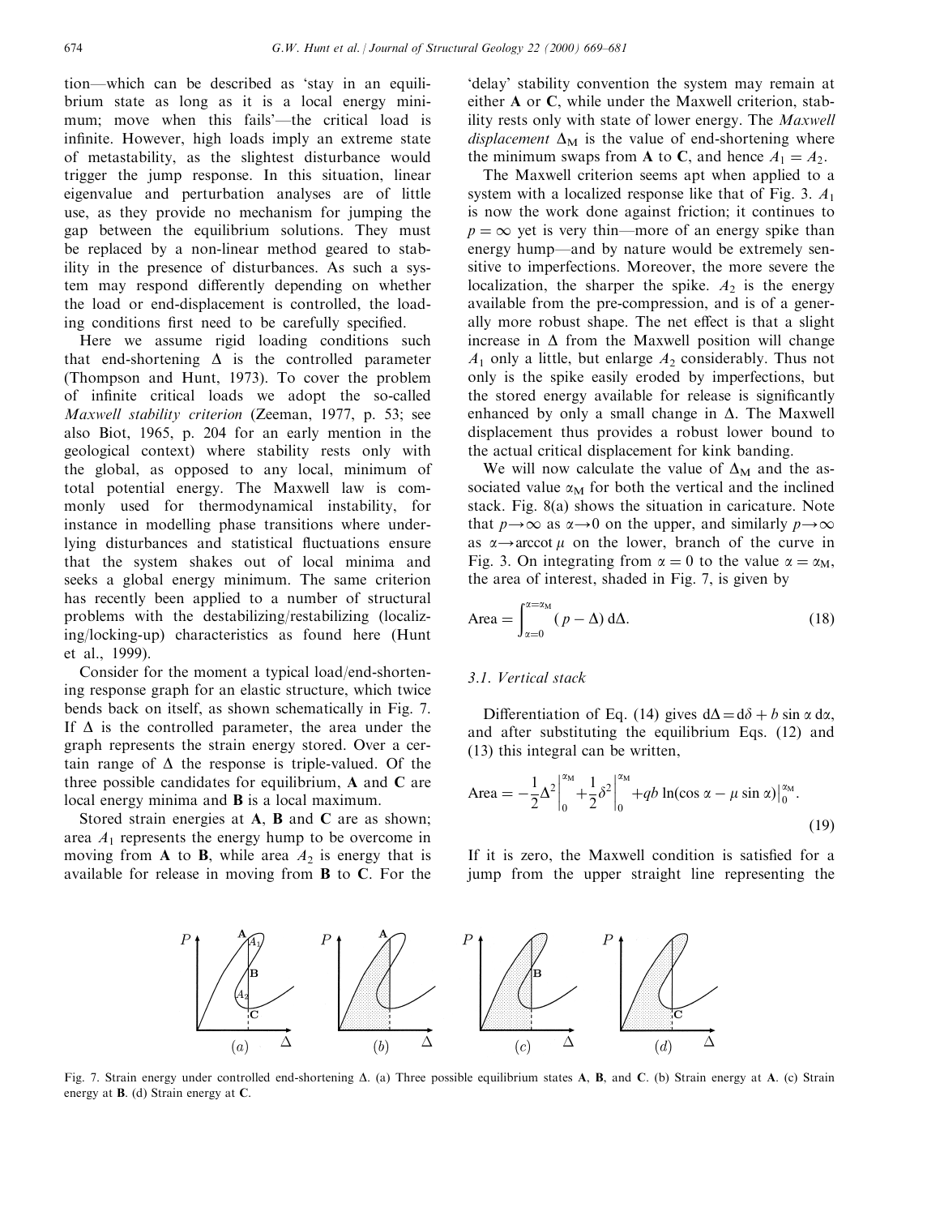tion—which can be described as 'stay in an equilibrium state as long as it is a local energy minimum; move when this fails'—the critical load is infinite. However, high loads imply an extreme state of metastability, as the slightest disturbance would trigger the jump response. In this situation, linear eigenvalue and perturbation analyses are of little use, as they provide no mechanism for jumping the gap between the equilibrium solutions. They must be replaced by a non-linear method geared to stability in the presence of disturbances. As such a system may respond differently depending on whether the load or end-displacement is controlled, the loading conditions first need to be carefully specified.

Here we assume rigid loading conditions such that end-shortening $\Delta$ is the controlled parameter (Thompson and Hunt, 1973). To cover the problem of infinite critical loads we adopt the so-called *Maxwell stability criterion* (Zeeman, 1977, p. 53; see also Biot, 1965, p. 204 for an early mention in the geological context) where stability rests only with the global, as opposed to any local, minimum of total potential energy. The Maxwell law is commonly used for thermodynamical instability, for instance in modelling phase transitions where underlying disturbances and statistical fluctuations ensure that the system shakes out of local minima and seeks a global energy minimum. The same criterion has recently been applied to a number of structural problems with the destabilizing/restabilizing (localizing/locking-up) characteristics as found here (Hunt et al., 1999).

Consider for the moment a typical load/end-shortening response graph for an elastic structure, which twice bends back on itself, as shown schematically in Fig. 7. If $\Delta$ is the controlled parameter, the area under the graph represents the strain energy stored. Over a certain range of $\Delta$ the response is triple-valued. Of the three possible candidates for equilibrium, **A** and **C** are local energy minima and **B** is a local maximum.

Stored strain energies at **A**, **B** and **C** are as shown; area $A_1$ represents the energy hump to be overcome in moving from **A** to **B**, while area $A_2$ is energy that is available for release in moving from **B** to **C**. For the 'delay' stability convention the system may remain at either **A** or **C**, while under the Maxwell criterion, stability rests only with state of lower energy. The *Maxwell displacement* $\Delta_M$ is the value of end-shortening where the minimum swaps from **A** to **C**, and hence $A_1 = A_2$.

The Maxwell criterion seems apt when applied to a system with a localized response like that of Fig. 3. $A_1$ is now the work done against friction; it continues to $p = \infty$ yet is very thin—more of an energy spike than energy hump—and by nature would be extremely sensitive to imperfections. Moreover, the more severe the localization, the sharper the spike. $A_2$ is the energy available from the pre-compression, and is of a generally more robust shape. The net effect is that a slight increase in $\Delta$ from the Maxwell position will change $A_1$ only a little, but enlarge $A_2$ considerably. Thus not only is the spike easily eroded by imperfections, but the stored energy available for release is significantly enhanced by only a small change in $\Delta$. The Maxwell displacement thus provides a robust lower bound to the actual critical displacement for kink banding.

We will now calculate the value of $\Delta_M$ and the associated value $\alpha_M$ for both the vertical and the inclined stack. Fig. 8(a) shows the situation in caricature. Note that $p \to \infty$ as $\alpha \to 0$ on the upper, and similarly $p \to \infty$ as $\alpha \to \operatorname{arccot} \mu$ on the lower, branch of the curve in Fig. 3. On integrating from $\alpha = 0$ to the value $\alpha = \alpha_M$, the area of interest, shaded in Fig. 7, is given by

$$\text{Area} = \int_{\alpha=0}^{\alpha=\alpha_M} (p - \Delta)\, d\Delta. \tag{18}$$

### 3.1. Vertical stack

Differentiation of Eq. (14) gives $d\Delta = d\delta + b \sin \alpha \, d\alpha$, and after substituting the equilibrium Eqs. (12) and (13) this integral can be written,

$$\text{Area} = -\frac{1}{2}\Delta^2\Big|_0^{\alpha_M} + \frac{1}{2}\delta^2\Big|_0^{\alpha_M} + qb \ln(\cos \alpha - \mu \sin \alpha)\Big|_0^{\alpha_M}. \tag{19}$$

If it is zero, the Maxwell condition is satisfied for a jump from the upper straight line representing the

Fig. 7. Strain energy under controlled end-shortening $\Delta$. (a) Three possible equilibrium states **A**, **B**, and **C**. (b) Strain energy at **A**. (c) Strain energy at **B**. (d) Strain energy at **C**.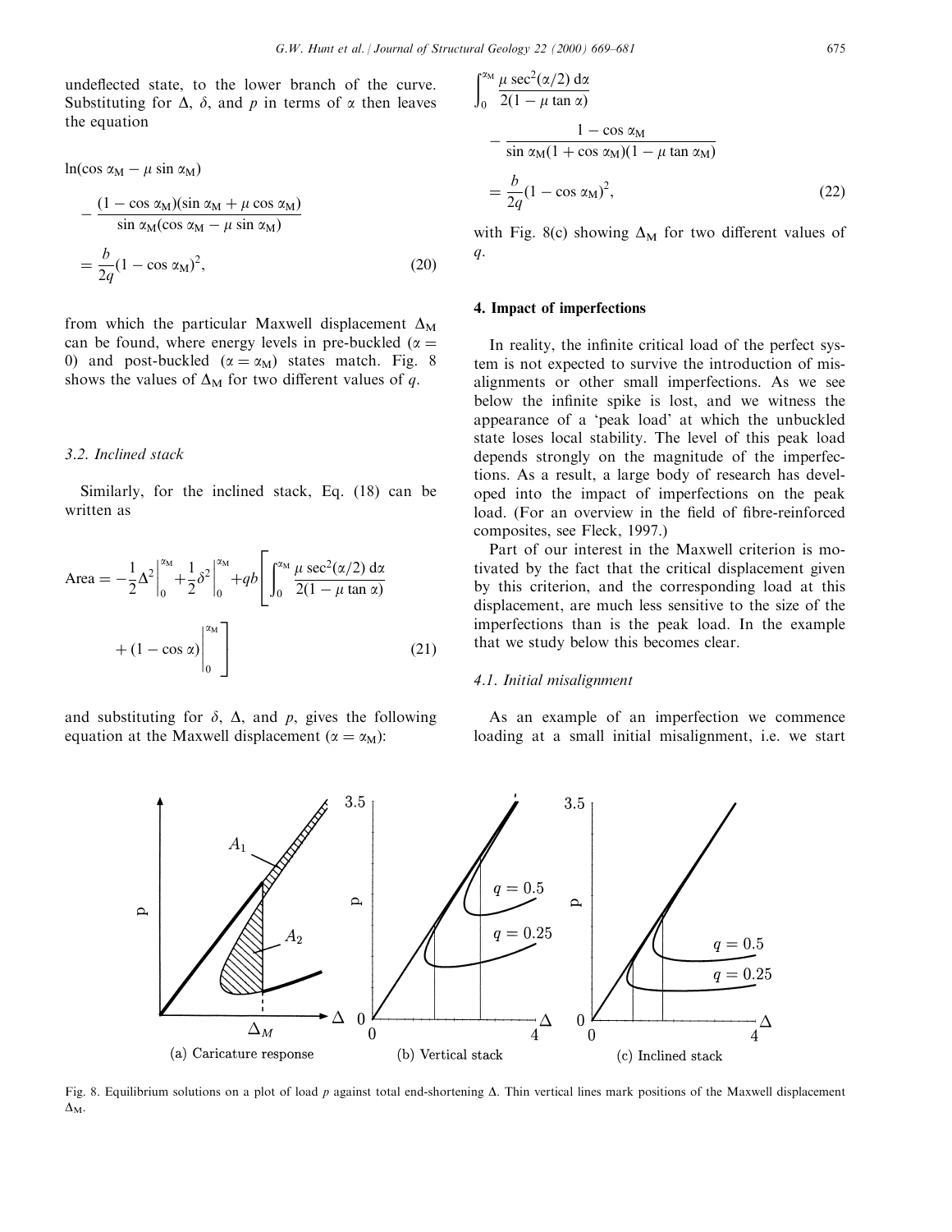undeflected state, to the lower branch of the curve. Substituting for $\Delta$, $\delta$, and $p$ in terms of $\alpha$ then leaves the equation

$$
\ln(\cos \alpha_M - \mu \sin \alpha_M) - \frac{(1 - \cos \alpha_M)(\sin \alpha_M + \mu \cos \alpha_M)}{\sin \alpha_M(\cos \alpha_M - \mu \sin \alpha_M)} = \frac{b}{2q}(1 - \cos \alpha_M)^2, \tag{20}
$$

from which the particular Maxwell displacement $\Delta_M$ can be found, where energy levels in pre-buckled ($\alpha = 0$) and post-buckled ($\alpha = \alpha_M$) states match. Fig. 8 shows the values of $\Delta_M$ for two different values of $q$.

### 3.2. Inclined stack

Similarly, for the inclined stack, Eq. (18) can be written as

$$
\text{Area} = -\frac{1}{2}\Delta^2\Big|_0^{\alpha_M} + \frac{1}{2}\delta^2\Big|_0^{\alpha_M} + qb\left[\int_0^{\alpha_M} \frac{\mu \sec^2(\alpha/2)\,\mathrm{d}\alpha}{2(1 - \mu \tan \alpha)} + (1 - \cos \alpha)\Big|_0^{\alpha_M}\right] \tag{21}
$$

and substituting for $\delta$, $\Delta$, and $p$, gives the following equation at the Maxwell displacement ($\alpha = \alpha_M$):

$$
\int_0^{\alpha_M} \frac{\mu \sec^2(\alpha/2)\,\mathrm{d}\alpha}{2(1 - \mu \tan \alpha)} - \frac{1 - \cos \alpha_M}{\sin \alpha_M(1 + \cos \alpha_M)(1 - \mu \tan \alpha_M)} = \frac{b}{2q}(1 - \cos \alpha_M)^2, \tag{22}
$$

with Fig. 8(c) showing $\Delta_M$ for two different values of $q$.

## 4. Impact of imperfections

In reality, the infinite critical load of the perfect system is not expected to survive the introduction of misalignments or other small imperfections. As we see below the infinite spike is lost, and we witness the appearance of a 'peak load' at which the unbuckled state loses local stability. The level of this peak load depends strongly on the magnitude of the imperfections. As a result, a large body of research has developed into the impact of imperfections on the peak load. (For an overview in the field of fibre-reinforced composites, see Fleck, 1997.)

Part of our interest in the Maxwell criterion is motivated by the fact that the critical displacement given by this criterion, and the corresponding load at this displacement, are much less sensitive to the size of the imperfections than is the peak load. In the example that we study below this becomes clear.

### 4.1. Initial misalignment

As an example of an imperfection we commence loading at a small initial misalignment, i.e. we start

Fig. 8. Equilibrium solutions on a plot of load $p$ against total end-shortening $\Delta$. Thin vertical lines mark positions of the Maxwell displacement $\Delta_M$.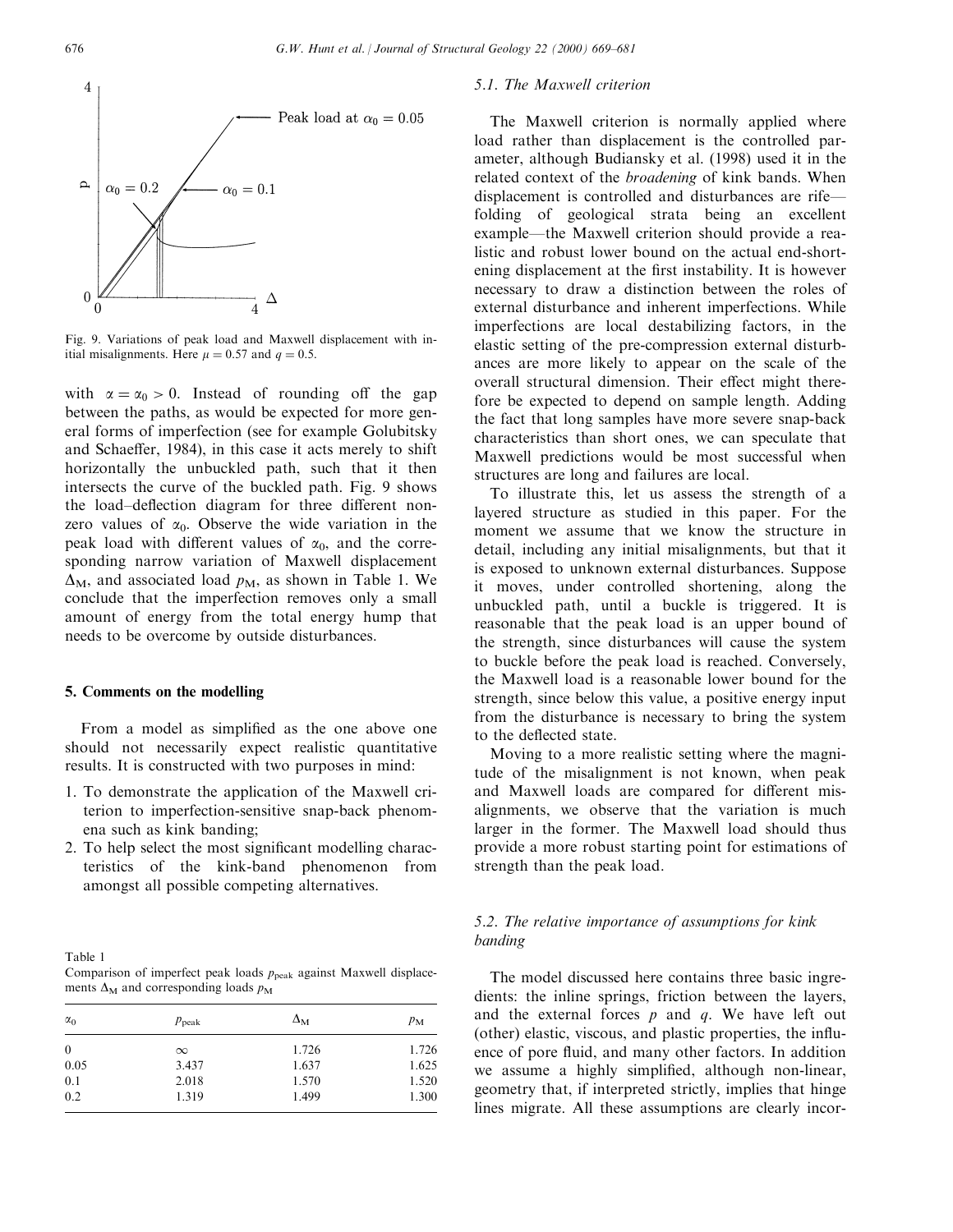Fig. 9. Variations of peak load and Maxwell displacement with initial misalignments. Here $\mu = 0.57$ and $q = 0.5$.

with $\alpha = \alpha_0 > 0$. Instead of rounding off the gap between the paths, as would be expected for more general forms of imperfection (see for example Golubitsky and Schaeffer, 1984), in this case it acts merely to shift horizontally the unbuckled path, such that it then intersects the curve of the buckled path. Fig. 9 shows the load–deflection diagram for three different non-zero values of $\alpha_0$. Observe the wide variation in the peak load with different values of $\alpha_0$, and the corresponding narrow variation of Maxwell displacement $\Delta_M$, and associated load $p_M$, as shown in Table 1. We conclude that the imperfection removes only a small amount of energy from the total energy hump that needs to be overcome by outside disturbances.

## 5. Comments on the modelling

From a model as simplified as the one above one should not necessarily expect realistic quantitative results. It is constructed with two purposes in mind:

1. To demonstrate the application of the Maxwell criterion to imperfection-sensitive snap-back phenomena such as kink banding;
2. To help select the most significant modelling characteristics of the kink-band phenomenon from amongst all possible competing alternatives.

Table 1
Comparison of imperfect peak loads $p_{peak}$ against Maxwell displacements $\Delta_M$ and corresponding loads $p_M$

| $\alpha_0$ | $p_{peak}$ | $\Delta_M$ | $p_M$ |
|---|---|---|---|
| 0 | $\infty$ | 1.726 | 1.726 |
| 0.05 | 3.437 | 1.637 | 1.625 |
| 0.1 | 2.018 | 1.570 | 1.520 |
| 0.2 | 1.319 | 1.499 | 1.300 |

### 5.1. The Maxwell criterion

The Maxwell criterion is normally applied where load rather than displacement is the controlled parameter, although Budiansky et al. (1998) used it in the related context of the *broadening* of kink bands. When displacement is controlled and disturbances are rife—folding of geological strata being an excellent example—the Maxwell criterion should provide a realistic and robust lower bound on the actual end-shortening displacement at the first instability. It is however necessary to draw a distinction between the roles of external disturbance and inherent imperfections. While imperfections are local destabilizing factors, in the elastic setting of the pre-compression external disturbances are more likely to appear on the scale of the overall structural dimension. Their effect might therefore be expected to depend on sample length. Adding the fact that long samples have more severe snap-back characteristics than short ones, we can speculate that Maxwell predictions would be most successful when structures are long and failures are local.

To illustrate this, let us assess the strength of a layered structure as studied in this paper. For the moment we assume that we know the structure in detail, including any initial misalignments, but that it is exposed to unknown external disturbances. Suppose it moves, under controlled shortening, along the unbuckled path, until a buckle is triggered. It is reasonable that the peak load is an upper bound of the strength, since disturbances will cause the system to buckle before the peak load is reached. Conversely, the Maxwell load is a reasonable lower bound for the strength, since below this value, a positive energy input from the disturbance is necessary to bring the system to the deflected state.

Moving to a more realistic setting where the magnitude of the misalignment is not known, when peak and Maxwell loads are compared for different misalignments, we observe that the variation is much larger in the former. The Maxwell load should thus provide a more robust starting point for estimations of strength than the peak load.

### 5.2. The relative importance of assumptions for kink banding

The model discussed here contains three basic ingredients: the inline springs, friction between the layers, and the external forces $p$ and $q$. We have left out (other) elastic, viscous, and plastic properties, the influence of pore fluid, and many other factors. In addition we assume a highly simplified, although non-linear, geometry that, if interpreted strictly, implies that hinge lines migrate. All these assumptions are clearly incor-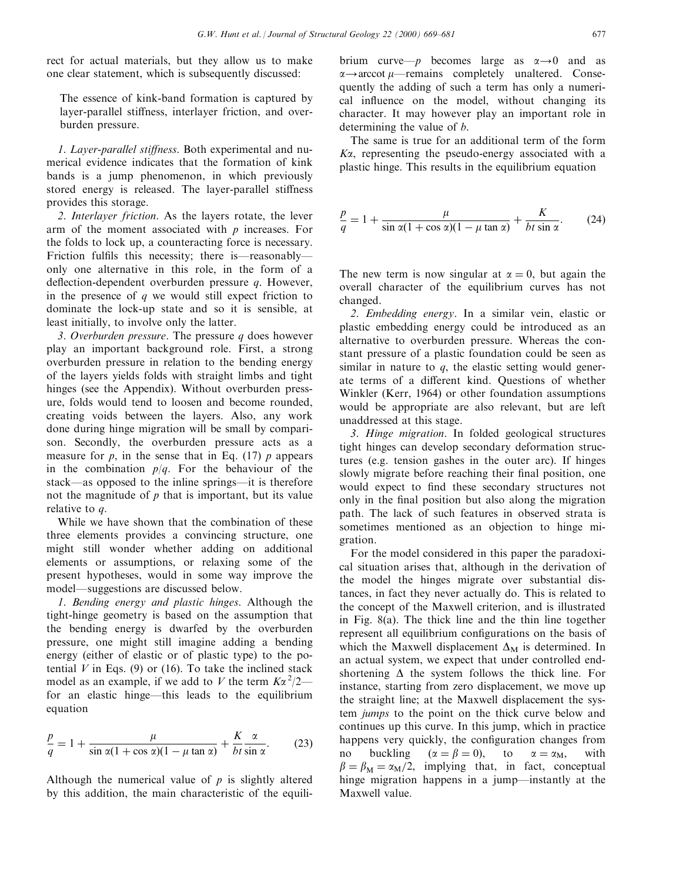rect for actual materials, but they allow us to make one clear statement, which is subsequently discussed:

> The essence of kink-band formation is captured by layer-parallel stiffness, interlayer friction, and overburden pressure.

*1. Layer-parallel stiffness*. Both experimental and numerical evidence indicates that the formation of kink bands is a jump phenomenon, in which previously stored energy is released. The layer-parallel stiffness provides this storage.

*2. Interlayer friction*. As the layers rotate, the lever arm of the moment associated with $p$ increases. For the folds to lock up, a counteracting force is necessary. Friction fulfils this necessity; there is—reasonably—only one alternative in this role, in the form of a deflection-dependent overburden pressure $q$. However, in the presence of $q$ we would still expect friction to dominate the lock-up state and so it is sensible, at least initially, to involve only the latter.

*3. Overburden pressure*. The pressure $q$ does however play an important background role. First, a strong overburden pressure in relation to the bending energy of the layers yields folds with straight limbs and tight hinges (see the Appendix). Without overburden pressure, folds would tend to loosen and become rounded, creating voids between the layers. Also, any work done during hinge migration will be small by comparison. Secondly, the overburden pressure acts as a measure for $p$, in the sense that in Eq. (17) $p$ appears in the combination $p/q$. For the behaviour of the stack—as opposed to the inline springs—it is therefore not the magnitude of $p$ that is important, but its value relative to $q$.

While we have shown that the combination of these three elements provides a convincing structure, one might still wonder whether adding on additional elements or assumptions, or relaxing some of the present hypotheses, would in some way improve the model—suggestions are discussed below.

*1. Bending energy and plastic hinges*. Although the tight-hinge geometry is based on the assumption that the bending energy is dwarfed by the overburden pressure, one might still imagine adding a bending energy (either of elastic or of plastic type) to the potential $V$ in Eqs. (9) or (16). To take the inclined stack model as an example, if we add to $V$ the term $K\alpha^2/2$—for an elastic hinge—this leads to the equilibrium equation

$$\frac{p}{q} = 1 + \frac{\mu}{\sin\alpha(1+\cos\alpha)(1-\mu\tan\alpha)} + \frac{K}{bt}\frac{\alpha}{\sin\alpha}. \tag{23}$$

Although the numerical value of $p$ is slightly altered by this addition, the main characteristic of the equilibrium curve—$p$ becomes large as $\alpha\to 0$ and as $\alpha\to\operatorname{arccot}\mu$—remains completely unaltered. Consequently the adding of such a term has only a numerical influence on the model, without changing its character. It may however play an important role in determining the value of $b$.

The same is true for an additional term of the form $K\alpha$, representing the pseudo-energy associated with a plastic hinge. This results in the equilibrium equation

$$\frac{p}{q} = 1 + \frac{\mu}{\sin\alpha(1+\cos\alpha)(1-\mu\tan\alpha)} + \frac{K}{bt\sin\alpha}. \tag{24}$$

The new term is now singular at $\alpha = 0$, but again the overall character of the equilibrium curves has not changed.

*2. Embedding energy*. In a similar vein, elastic or plastic embedding energy could be introduced as an alternative to overburden pressure. Whereas the constant pressure of a plastic foundation could be seen as similar in nature to $q$, the elastic setting would generate terms of a different kind. Questions of whether Winkler (Kerr, 1964) or other foundation assumptions would be appropriate are also relevant, but are left unaddressed at this stage.

*3. Hinge migration*. In folded geological structures tight hinges can develop secondary deformation structures (e.g. tension gashes in the outer arc). If hinges slowly migrate before reaching their final position, one would expect to find these secondary structures not only in the final position but also along the migration path. The lack of such features in observed strata is sometimes mentioned as an objection to hinge migration.

For the model considered in this paper the paradoxical situation arises that, although in the derivation of the model the hinges migrate over substantial distances, in fact they never actually do. This is related to the concept of the Maxwell criterion, and is illustrated in Fig. 8(a). The thick line and the thin line together represent all equilibrium configurations on the basis of which the Maxwell displacement $\Delta_M$ is determined. In an actual system, we expect that under controlled end-shortening $\Delta$ the system follows the thick line. For instance, starting from zero displacement, we move up the straight line; at the Maxwell displacement the system *jumps* to the point on the thick curve below and continues up this curve. In this jump, which in practice happens very quickly, the configuration changes from no buckling ($\alpha = \beta = 0$), to $\alpha = \alpha_M$, with $\beta = \beta_M = \alpha_M/2$, implying that, in fact, conceptual hinge migration happens in a jump—instantly at the Maxwell value.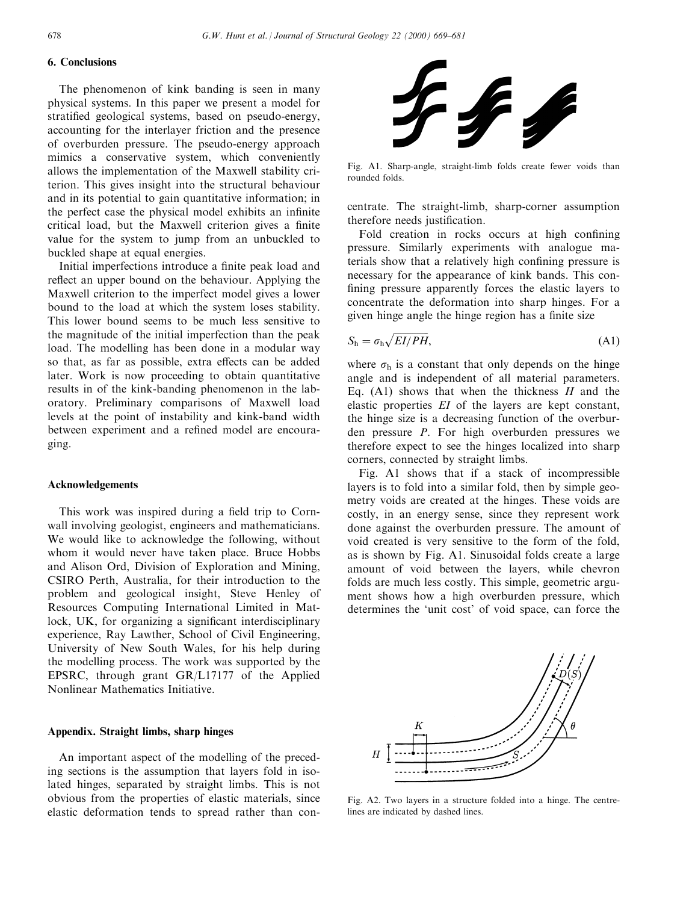## 6. Conclusions

The phenomenon of kink banding is seen in many physical systems. In this paper we present a model for stratified geological systems, based on pseudo-energy, accounting for the interlayer friction and the presence of overburden pressure. The pseudo-energy approach mimics a conservative system, which conveniently allows the implementation of the Maxwell stability criterion. This gives insight into the structural behaviour and in its potential to gain quantitative information; in the perfect case the physical model exhibits an infinite critical load, but the Maxwell criterion gives a finite value for the system to jump from an unbuckled to buckled shape at equal energies.

Initial imperfections introduce a finite peak load and reflect an upper bound on the behaviour. Applying the Maxwell criterion to the imperfect model gives a lower bound to the load at which the system loses stability. This lower bound seems to be much less sensitive to the magnitude of the initial imperfection than the peak load. The modelling has been done in a modular way so that, as far as possible, extra effects can be added later. Work is now proceeding to obtain quantitative results in of the kink-banding phenomenon in the laboratory. Preliminary comparisons of Maxwell load levels at the point of instability and kink-band width between experiment and a refined model are encouraging.

## Acknowledgements

This work was inspired during a field trip to Cornwall involving geologist, engineers and mathematicians. We would like to acknowledge the following, without whom it would never have taken place. Bruce Hobbs and Alison Ord, Division of Exploration and Mining, CSIRO Perth, Australia, for their introduction to the problem and geological insight, Steve Henley of Resources Computing International Limited in Matlock, UK, for organizing a significant interdisciplinary experience, Ray Lawther, School of Civil Engineering, University of New South Wales, for his help during the modelling process. The work was supported by the EPSRC, through grant GR/L17177 of the Applied Nonlinear Mathematics Initiative.

## Appendix. Straight limbs, sharp hinges

An important aspect of the modelling of the preceding sections is the assumption that layers fold in isolated hinges, separated by straight limbs. This is not obvious from the properties of elastic materials, since elastic deformation tends to spread rather than concentrate. The straight-limb, sharp-corner assumption therefore needs justification.

Fig. A1. Sharp-angle, straight-limb folds create fewer voids than rounded folds.

Fold creation in rocks occurs at high confining pressure. Similarly experiments with analogue materials show that a relatively high confining pressure is necessary for the appearance of kink bands. This confining pressure apparently forces the elastic layers to concentrate the deformation into sharp hinges. For a given hinge angle the hinge region has a finite size

$$S_h = \sigma_h \sqrt{EI/PH}, \tag{A1}$$

where $\sigma_h$ is a constant that only depends on the hinge angle and is independent of all material parameters. Eq. (A1) shows that when the thickness $H$ and the elastic properties $EI$ of the layers are kept constant, the hinge size is a decreasing function of the overburden pressure $P$. For high overburden pressures we therefore expect to see the hinges localized into sharp corners, connected by straight limbs.

Fig. A1 shows that if a stack of incompressible layers is to fold into a similar fold, then by simple geometry voids are created at the hinges. These voids are costly, in an energy sense, since they represent work done against the overburden pressure. The amount of void created is very sensitive to the form of the fold, as is shown by Fig. A1. Sinusoidal folds create a large amount of void between the layers, while chevron folds are much less costly. This simple, geometric argument shows how a high overburden pressure, which determines the 'unit cost' of void space, can force the

Fig. A2. Two layers in a structure folded into a hinge. The centrelines are indicated by dashed lines.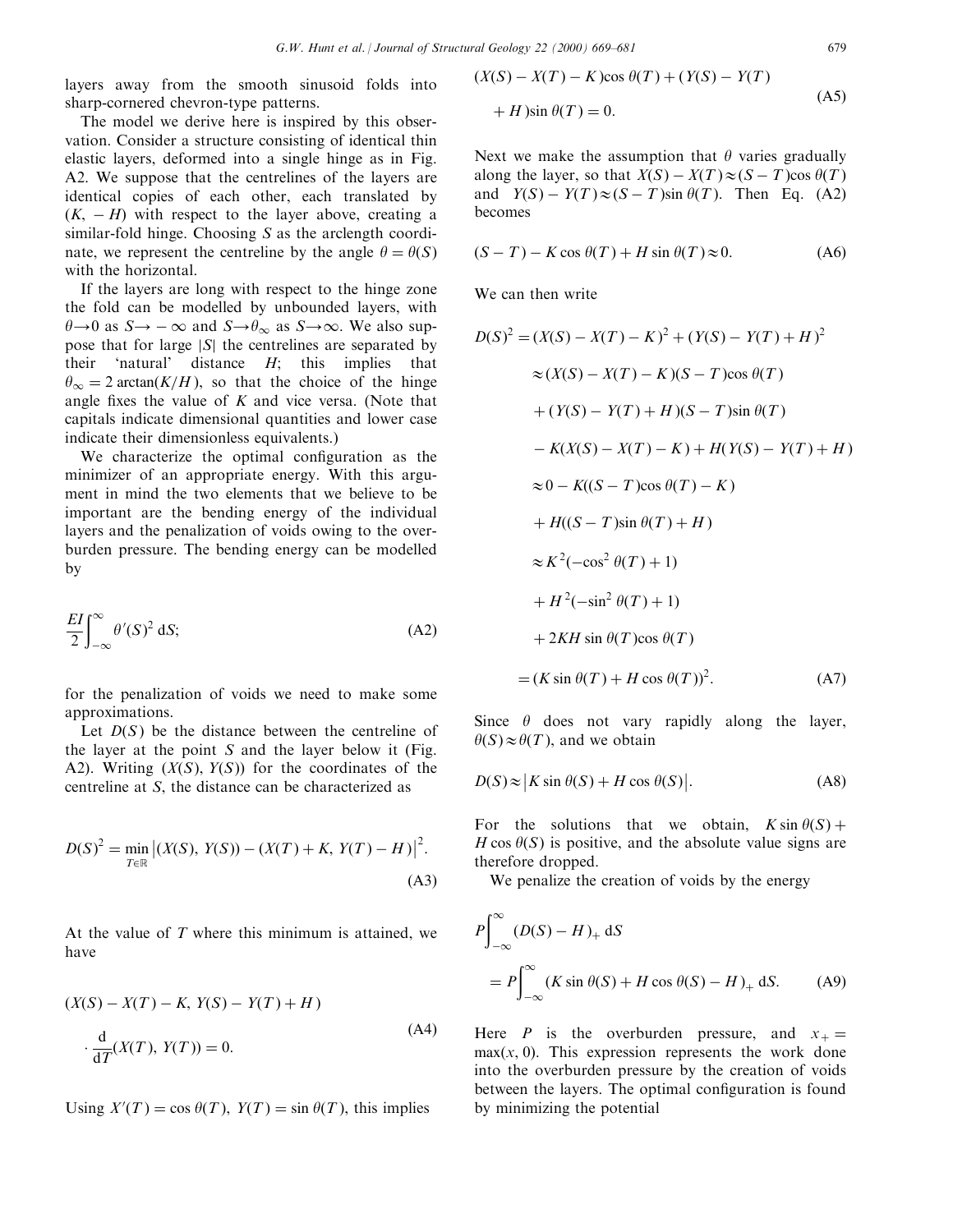layers away from the smooth sinusoid folds into sharp-cornered chevron-type patterns.

The model we derive here is inspired by this observation. Consider a structure consisting of identical thin elastic layers, deformed into a single hinge as in Fig. A2. We suppose that the centrelines of the layers are identical copies of each other, each translated by $(K, -H)$ with respect to the layer above, creating a similar-fold hinge. Choosing $S$ as the arclength coordinate, we represent the centreline by the angle $\theta = \theta(S)$ with the horizontal.

If the layers are long with respect to the hinge zone the fold can be modelled by unbounded layers, with $\theta \to 0$ as $S \to -\infty$ and $S \to \theta_\infty$ as $S \to \infty$. We also suppose that for large $|S|$ the centrelines are separated by their 'natural' distance $H$; this implies that $\theta_\infty = 2\arctan(K/H)$, so that the choice of the hinge angle fixes the value of $K$ and vice versa. (Note that capitals indicate dimensional quantities and lower case indicate their dimensionless equivalents.)

We characterize the optimal configuration as the minimizer of an appropriate energy. With this argument in mind the two elements that we believe to be important are the bending energy of the individual layers and the penalization of voids owing to the overburden pressure. The bending energy can be modelled by

$$\frac{EI}{2}\int_{-\infty}^{\infty} \theta'(S)^2 \, \mathrm{d}S; \tag{A2}$$

for the penalization of voids we need to make some approximations.

Let $D(S)$ be the distance between the centreline of the layer at the point $S$ and the layer below it (Fig. A2). Writing $(X(S), Y(S))$ for the coordinates of the centreline at $S$, the distance can be characterized as

$$D(S)^2 = \min_{T \in \mathbb{R}} \left| (X(S),\, Y(S)) - (X(T) + K,\, Y(T) - H) \right|^2. \tag{A3}$$

At the value of $T$ where this minimum is attained, we have

$$\begin{aligned}&(X(S) - X(T) - K,\, Y(S) - Y(T) + H) \\ &\cdot \frac{\mathrm{d}}{\mathrm{d}T}(X(T),\, Y(T)) = 0.\end{aligned} \tag{A4}$$

Using $X'(T) = \cos\theta(T)$, $Y(T) = \sin\theta(T)$, this implies

$$\begin{aligned}&(X(S) - X(T) - K)\cos\theta(T) + (Y(S) - Y(T) \\ &+ H)\sin\theta(T) = 0.\end{aligned} \tag{A5}$$

Next we make the assumption that $\theta$ varies gradually along the layer, so that $X(S) - X(T) \approx (S - T)\cos\theta(T)$ and $Y(S) - Y(T) \approx (S - T)\sin\theta(T)$. Then Eq. (A2) becomes

$$(S - T) - K\cos\theta(T) + H\sin\theta(T) \approx 0. \tag{A6}$$

We can then write

$$\begin{aligned}D(S)^2 &= (X(S) - X(T) - K)^2 + (Y(S) - Y(T) + H)^2 \\ &\approx (X(S) - X(T) - K)(S - T)\cos\theta(T) \\ &\quad + (Y(S) - Y(T) + H)(S - T)\sin\theta(T) \\ &\quad - K(X(S) - X(T) - K) + H(Y(S) - Y(T) + H) \\ &\approx 0 - K((S - T)\cos\theta(T) - K) \\ &\quad + H((S - T)\sin\theta(T) + H) \\ &\approx K^2(-\cos^2\theta(T) + 1) \\ &\quad + H^2(-\sin^2\theta(T) + 1) \\ &\quad + 2KH\sin\theta(T)\cos\theta(T) \\ &= (K\sin\theta(T) + H\cos\theta(T))^2.\end{aligned} \tag{A7}$$

Since $\theta$ does not vary rapidly along the layer, $\theta(S) \approx \theta(T)$, and we obtain

$$D(S) \approx \left| K\sin\theta(S) + H\cos\theta(S) \right|. \tag{A8}$$

For the solutions that we obtain, $K\sin\theta(S) + H\cos\theta(S)$ is positive, and the absolute value signs are therefore dropped.

We penalize the creation of voids by the energy

$$\begin{aligned}&P\int_{-\infty}^{\infty} (D(S) - H)_+ \, \mathrm{d}S \\ &= P\int_{-\infty}^{\infty} (K\sin\theta(S) + H\cos\theta(S) - H)_+ \, \mathrm{d}S.\end{aligned} \tag{A9}$$

Here $P$ is the overburden pressure, and $x_+ = \max(x, 0)$. This expression represents the work done into the overburden pressure by the creation of voids between the layers. The optimal configuration is found by minimizing the potential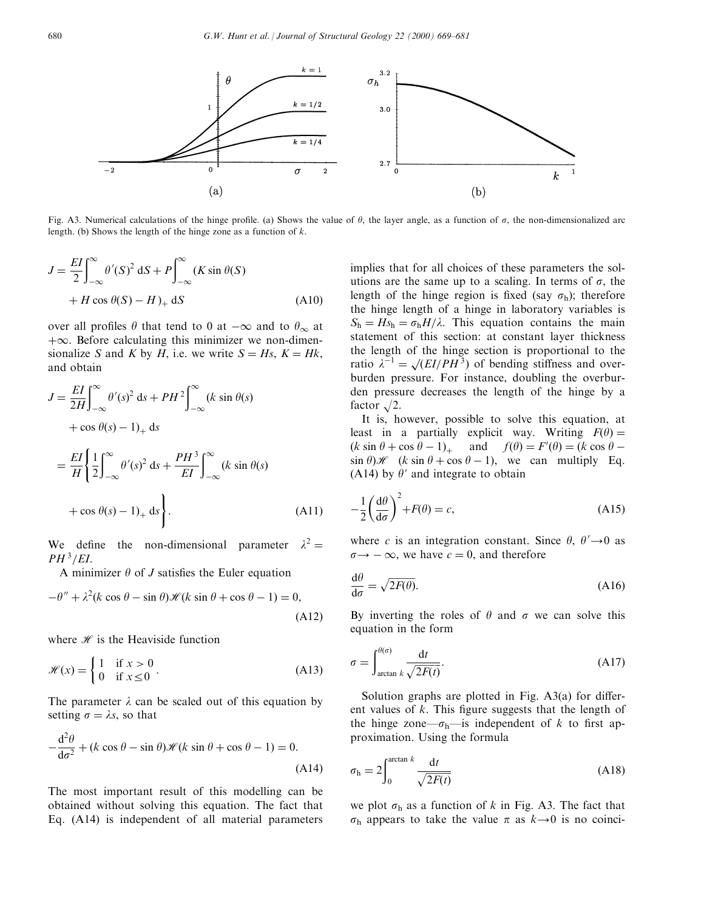Fig. A3. Numerical calculations of the hinge profile. (a) Shows the value of $\theta$, the layer angle, as a function of $\sigma$, the non-dimensionalized arc length. (b) Shows the length of the hinge zone as a function of $k$.

$$J = \frac{EI}{2}\int_{-\infty}^{\infty} \theta'(S)^2 \, dS + P\int_{-\infty}^{\infty} (K \sin\theta(S) + H\cos\theta(S) - H)_+ \, dS \tag{A10}$$

over all profiles $\theta$ that tend to 0 at $-\infty$ and to $\theta_\infty$ at $+\infty$. Before calculating this minimizer we non-dimensionalize $S$ and $K$ by $H$, i.e. we write $S = Hs$, $K = Hk$, and obtain

$$\begin{aligned} J &= \frac{EI}{2H}\int_{-\infty}^{\infty} \theta'(s)^2 \, ds + PH^2\int_{-\infty}^{\infty} (k \sin\theta(s) + \cos\theta(s) - 1)_+ \, ds \\ &= \frac{EI}{H}\left\{\frac{1}{2}\int_{-\infty}^{\infty} \theta'(s)^2 \, ds + \frac{PH^3}{EI}\int_{-\infty}^{\infty} (k\sin\theta(s) + \cos\theta(s) - 1)_+ \, ds\right\}. \end{aligned} \tag{A11}$$

We define the non-dimensional parameter $\lambda^2 = PH^3/EI$.

A minimizer $\theta$ of $J$ satisfies the Euler equation

$$-\theta'' + \lambda^2(k\cos\theta - \sin\theta)\mathscr{H}(k\sin\theta + \cos\theta - 1) = 0, \tag{A12}$$

where $\mathscr{H}$ is the Heaviside function

$$\mathscr{H}(x) = \begin{cases} 1 & \text{if } x > 0 \\ 0 & \text{if } x \le 0 \end{cases}. \tag{A13}$$

The parameter $\lambda$ can be scaled out of this equation by setting $\sigma = \lambda s$, so that

$$-\frac{d^2\theta}{d\sigma^2} + (k\cos\theta - \sin\theta)\mathscr{H}(k\sin\theta + \cos\theta - 1) = 0. \tag{A14}$$

The most important result of this modelling can be obtained without solving this equation. The fact that Eq. (A14) is independent of all material parameters implies that for all choices of these parameters the solutions are the same up to a scaling. In terms of $\sigma$, the length of the hinge region is fixed (say $\sigma_h$); therefore the hinge length of a hinge in laboratory variables is $S_h = Hs_h = \sigma_h H/\lambda$. This equation contains the main statement of this section: at constant layer thickness the length of the hinge section is proportional to the ratio $\lambda^{-1} = \sqrt{(EI/PH^3)}$ of bending stiffness and overburden pressure. For instance, doubling the overburden pressure decreases the length of the hinge by a factor $\sqrt{2}$.

It is, however, possible to solve this equation, at least in a partially explicit way. Writing $F(\theta) = (k\sin\theta + \cos\theta - 1)_+$ and $f(\theta) = F'(\theta) = (k\cos\theta - \sin\theta)\mathscr{H}\ (k\sin\theta + \cos\theta - 1)$, we can multiply Eq. (A14) by $\theta'$ and integrate to obtain

$$-\frac{1}{2}\left(\frac{d\theta}{d\sigma}\right)^2 + F(\theta) = c, \tag{A15}$$

where $c$ is an integration constant. Since $\theta$, $\theta' \to 0$ as $\sigma \to -\infty$, we have $c = 0$, and therefore

$$\frac{d\theta}{d\sigma} = \sqrt{2F(\theta)}. \tag{A16}$$

By inverting the roles of $\theta$ and $\sigma$ we can solve this equation in the form

$$\sigma = \int_{\arctan k}^{\theta(\sigma)} \frac{dt}{\sqrt{2F(t)}}. \tag{A17}$$

Solution graphs are plotted in Fig. A3(a) for different values of $k$. This figure suggests that the length of the hinge zone—$\sigma_h$—is independent of $k$ to first approximation. Using the formula

$$\sigma_h = 2\int_0^{\arctan k} \frac{dt}{\sqrt{2F(t)}} \tag{A18}$$

we plot $\sigma_h$ as a function of $k$ in Fig. A3. The fact that $\sigma_h$ appears to take the value $\pi$ as $k \to 0$ is no coinci-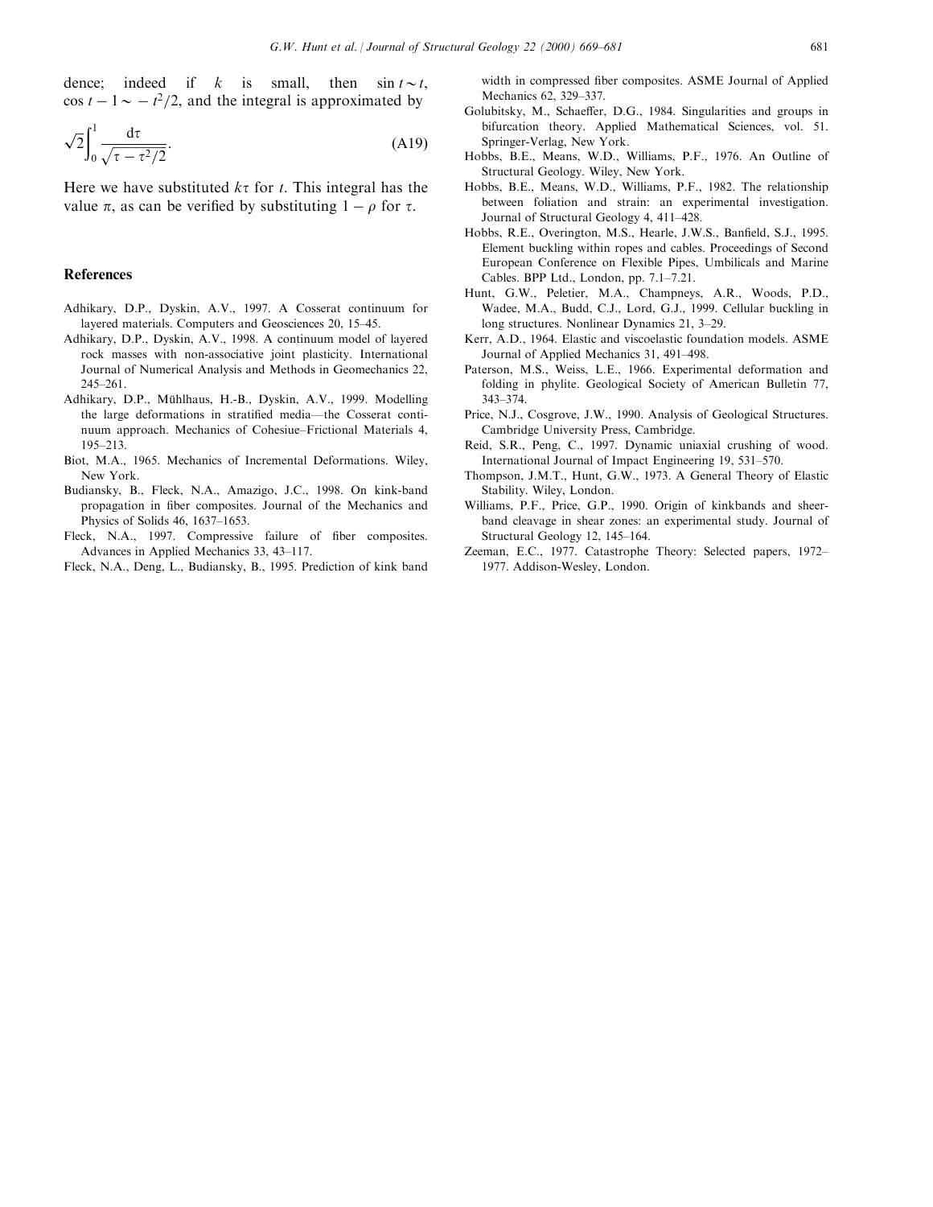dence; indeed if $k$ is small, then $\sin t \sim t$, $\cos t - 1 \sim -t^2/2$, and the integral is approximated by

$$\sqrt{2}\int_0^1 \frac{d\tau}{\sqrt{\tau - \tau^2/2}}. \tag{A19}$$

Here we have substituted $k\tau$ for $t$. This integral has the value $\pi$, as can be verified by substituting $1 - \rho$ for $\tau$.

## References

Adhikary, D.P., Dyskin, A.V., 1997. A Cosserat continuum for layered materials. Computers and Geosciences 20, 15–45.

Adhikary, D.P., Dyskin, A.V., 1998. A continuum model of layered rock masses with non-associative joint plasticity. International Journal of Numerical Analysis and Methods in Geomechanics 22, 245–261.

Adhikary, D.P., Mühlhaus, H.-B., Dyskin, A.V., 1999. Modelling the large deformations in stratified media—the Cosserat continuum approach. Mechanics of Cohesiue–Frictional Materials 4, 195–213.

Biot, M.A., 1965. Mechanics of Incremental Deformations. Wiley, New York.

Budiansky, B., Fleck, N.A., Amazigo, J.C., 1998. On kink-band propagation in fiber composites. Journal of the Mechanics and Physics of Solids 46, 1637–1653.

Fleck, N.A., 1997. Compressive failure of fiber composites. Advances in Applied Mechanics 33, 43–117.

Fleck, N.A., Deng, L., Budiansky, B., 1995. Prediction of kink band width in compressed fiber composites. ASME Journal of Applied Mechanics 62, 329–337.

Golubitsky, M., Schaeffer, D.G., 1984. Singularities and groups in bifurcation theory. Applied Mathematical Sciences, vol. 51. Springer-Verlag, New York.

Hobbs, B.E., Means, W.D., Williams, P.F., 1976. An Outline of Structural Geology. Wiley, New York.

Hobbs, B.E., Means, W.D., Williams, P.F., 1982. The relationship between foliation and strain: an experimental investigation. Journal of Structural Geology 4, 411–428.

Hobbs, R.E., Overington, M.S., Hearle, J.W.S., Banfield, S.J., 1995. Element buckling within ropes and cables. Proceedings of Second European Conference on Flexible Pipes, Umbilicals and Marine Cables. BPP Ltd., London, pp. 7.1–7.21.

Hunt, G.W., Peletier, M.A., Champneys, A.R., Woods, P.D., Wadee, M.A., Budd, C.J., Lord, G.J., 1999. Cellular buckling in long structures. Nonlinear Dynamics 21, 3–29.

Kerr, A.D., 1964. Elastic and viscoelastic foundation models. ASME Journal of Applied Mechanics 31, 491–498.

Paterson, M.S., Weiss, L.E., 1966. Experimental deformation and folding in phylite. Geological Society of American Bulletin 77, 343–374.

Price, N.J., Cosgrove, J.W., 1990. Analysis of Geological Structures. Cambridge University Press, Cambridge.

Reid, S.R., Peng, C., 1997. Dynamic uniaxial crushing of wood. International Journal of Impact Engineering 19, 531–570.

Thompson, J.M.T., Hunt, G.W., 1973. A General Theory of Elastic Stability. Wiley, London.

Williams, P.F., Price, G.P., 1990. Origin of kinkbands and sheer-band cleavage in shear zones: an experimental study. Journal of Structural Geology 12, 145–164.

Zeeman, E.C., 1977. Catastrophe Theory: Selected papers, 1972–1977. Addison-Wesley, London.